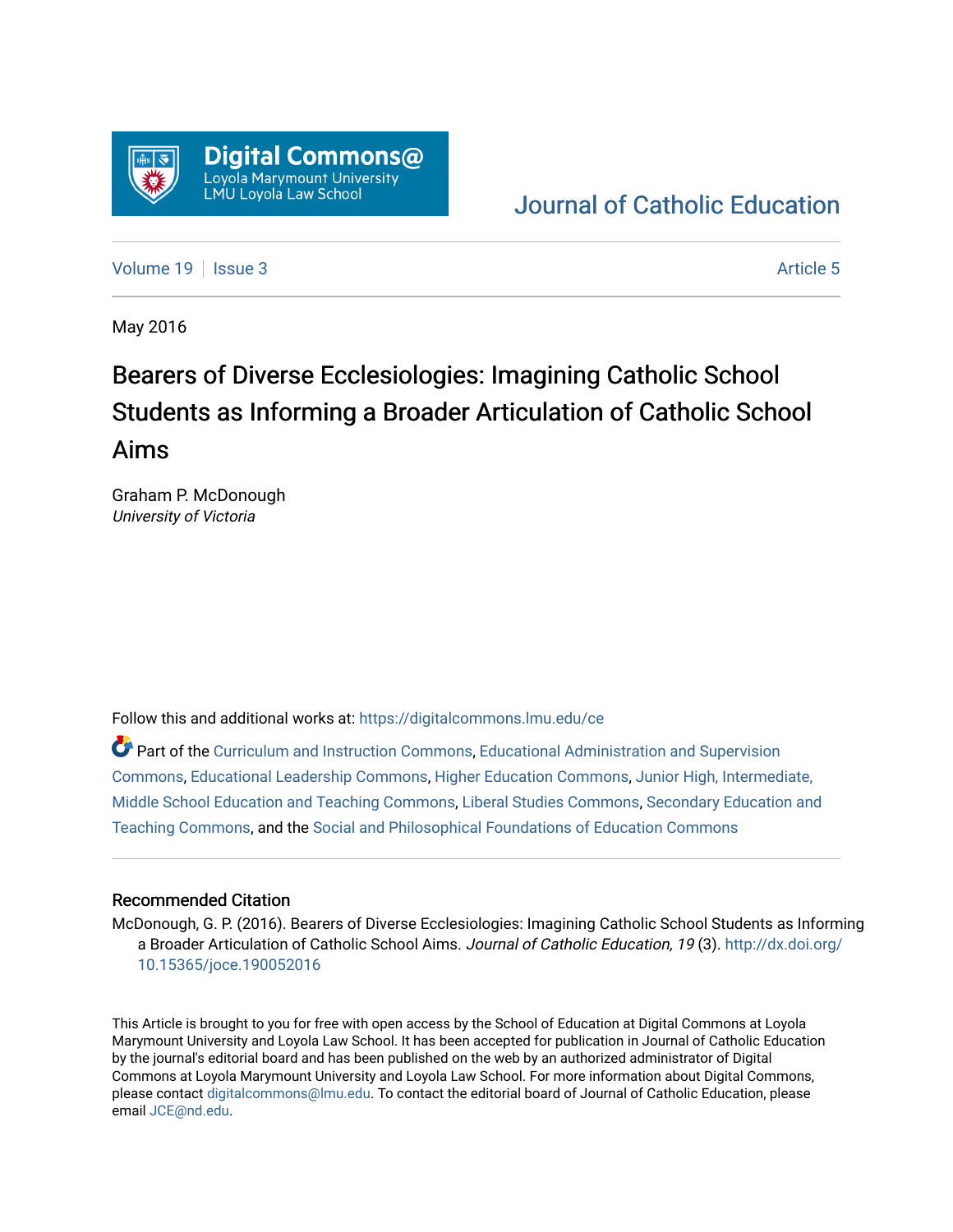Journal of Catholic Education

Volume 19 | Issue 3 | Article 5

May 2016

# Bearers of Diverse Ecclesiologies: Imagining Catholic School Students as Informing a Broader Articulation of Catholic School Aims

Graham P. McDonough
*University of Victoria*

Follow this and additional works at: https://digitalcommons.lmu.edu/ce

Part of the Curriculum and Instruction Commons, Educational Administration and Supervision Commons, Educational Leadership Commons, Higher Education Commons, Junior High, Intermediate, Middle School Education and Teaching Commons, Liberal Studies Commons, Secondary Education and Teaching Commons, and the Social and Philosophical Foundations of Education Commons

## Recommended Citation

McDonough, G. P. (2016). Bearers of Diverse Ecclesiologies: Imagining Catholic School Students as Informing a Broader Articulation of Catholic School Aims. *Journal of Catholic Education, 19* (3). http://dx.doi.org/10.15365/joce.190052016

This Article is brought to you for free with open access by the School of Education at Digital Commons at Loyola Marymount University and Loyola Law School. It has been accepted for publication in Journal of Catholic Education by the journal's editorial board and has been published on the web by an authorized administrator of Digital Commons at Loyola Marymount University and Loyola Law School. For more information about Digital Commons, please contact digitalcommons@lmu.edu. To contact the editorial board of Journal of Catholic Education, please email JCE@nd.edu.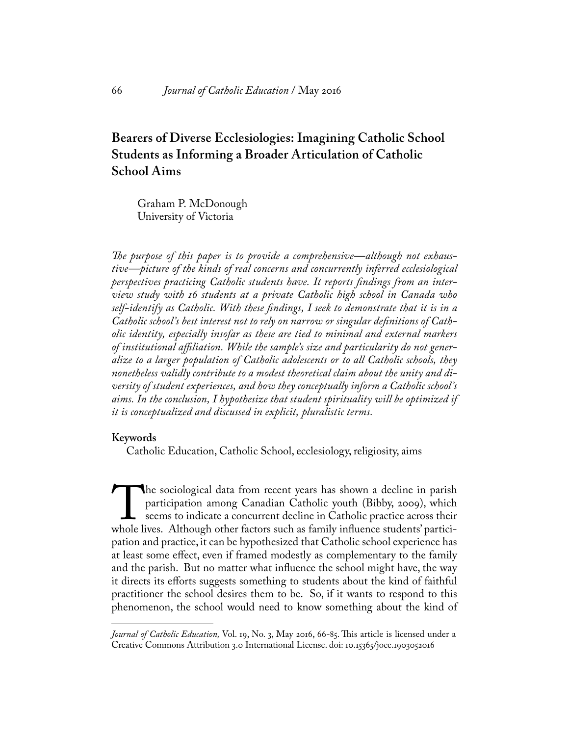# Bearers of Diverse Ecclesiologies: Imagining Catholic School Students as Informing a Broader Articulation of Catholic School Aims

Graham P. McDonough
University of Victoria

*The purpose of this paper is to provide a comprehensive—although not exhaustive—picture of the kinds of real concerns and concurrently inferred ecclesiological perspectives practicing Catholic students have. It reports findings from an interview study with 16 students at a private Catholic high school in Canada who self-identify as Catholic. With these findings, I seek to demonstrate that it is in a Catholic school's best interest not to rely on narrow or singular definitions of Catholic identity, especially insofar as these are tied to minimal and external markers of institutional affiliation. While the sample's size and particularity do not generalize to a larger population of Catholic adolescents or to all Catholic schools, they nonetheless validly contribute to a modest theoretical claim about the unity and diversity of student experiences, and how they conceptually inform a Catholic school's aims. In the conclusion, I hypothesize that student spirituality will be optimized if it is conceptualized and discussed in explicit, pluralistic terms.*

**Keywords**

Catholic Education, Catholic School, ecclesiology, religiosity, aims

The sociological data from recent years has shown a decline in parish participation among Canadian Catholic youth (Bibby, 2009), which seems to indicate a concurrent decline in Catholic practice across their whole lives. Although other factors such as family influence students' participation and practice, it can be hypothesized that Catholic school experience has at least some effect, even if framed modestly as complementary to the family and the parish. But no matter what influence the school might have, the way it directs its efforts suggests something to students about the kind of faithful practitioner the school desires them to be. So, if it wants to respond to this phenomenon, the school would need to know something about the kind of

---

*Journal of Catholic Education,* Vol. 19, No. 3, May 2016, 66-85. This article is licensed under a Creative Commons Attribution 3.0 International License. doi: 10.15365/joce.1903052016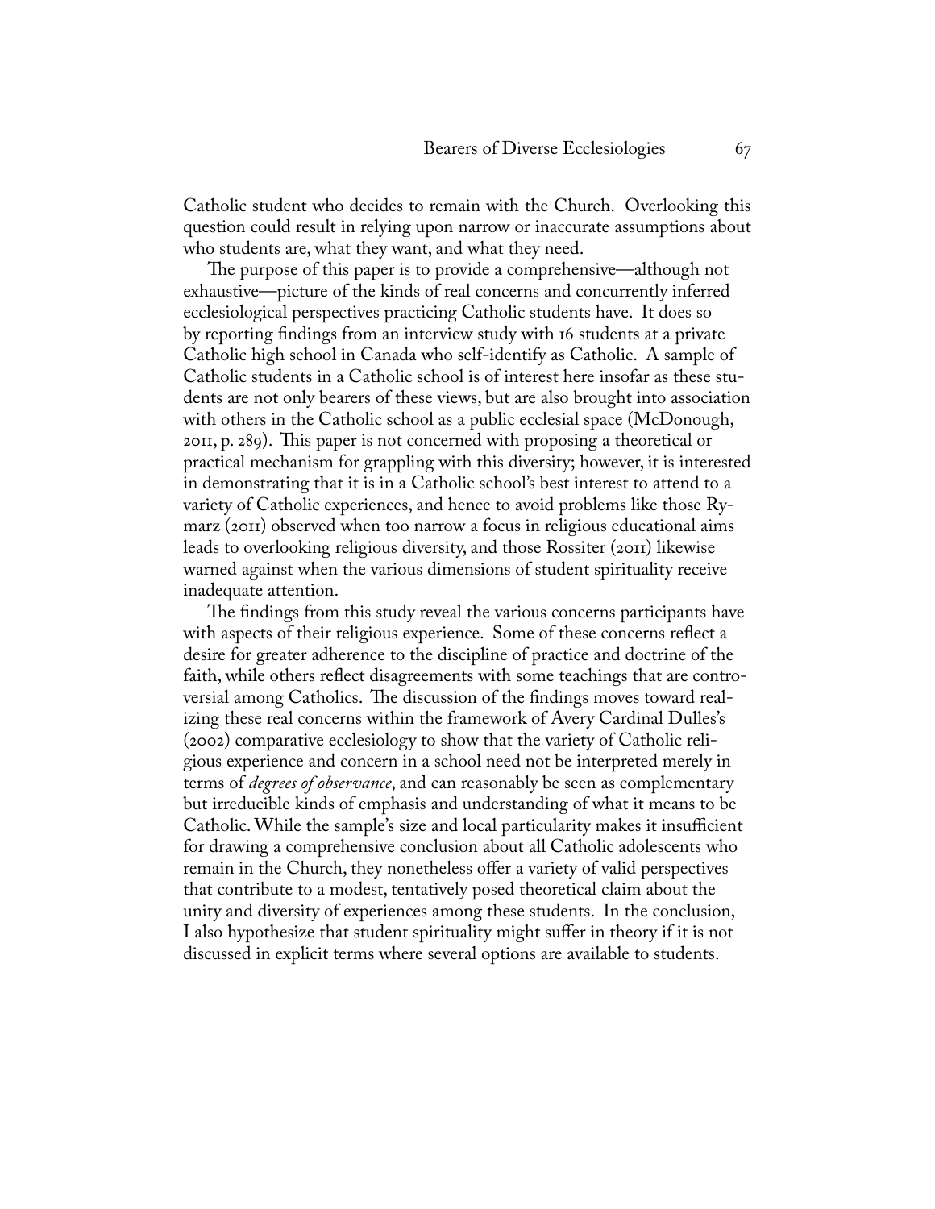Catholic student who decides to remain with the Church. Overlooking this question could result in relying upon narrow or inaccurate assumptions about who students are, what they want, and what they need.

The purpose of this paper is to provide a comprehensive—although not exhaustive—picture of the kinds of real concerns and concurrently inferred ecclesiological perspectives practicing Catholic students have. It does so by reporting findings from an interview study with 16 students at a private Catholic high school in Canada who self-identify as Catholic. A sample of Catholic students in a Catholic school is of interest here insofar as these students are not only bearers of these views, but are also brought into association with others in the Catholic school as a public ecclesial space (McDonough, 2011, p. 289). This paper is not concerned with proposing a theoretical or practical mechanism for grappling with this diversity; however, it is interested in demonstrating that it is in a Catholic school's best interest to attend to a variety of Catholic experiences, and hence to avoid problems like those Rymarz (2011) observed when too narrow a focus in religious educational aims leads to overlooking religious diversity, and those Rossiter (2011) likewise warned against when the various dimensions of student spirituality receive inadequate attention.

The findings from this study reveal the various concerns participants have with aspects of their religious experience. Some of these concerns reflect a desire for greater adherence to the discipline of practice and doctrine of the faith, while others reflect disagreements with some teachings that are controversial among Catholics. The discussion of the findings moves toward realizing these real concerns within the framework of Avery Cardinal Dulles's (2002) comparative ecclesiology to show that the variety of Catholic religious experience and concern in a school need not be interpreted merely in terms of *degrees of observance*, and can reasonably be seen as complementary but irreducible kinds of emphasis and understanding of what it means to be Catholic. While the sample's size and local particularity makes it insufficient for drawing a comprehensive conclusion about all Catholic adolescents who remain in the Church, they nonetheless offer a variety of valid perspectives that contribute to a modest, tentatively posed theoretical claim about the unity and diversity of experiences among these students. In the conclusion, I also hypothesize that student spirituality might suffer in theory if it is not discussed in explicit terms where several options are available to students.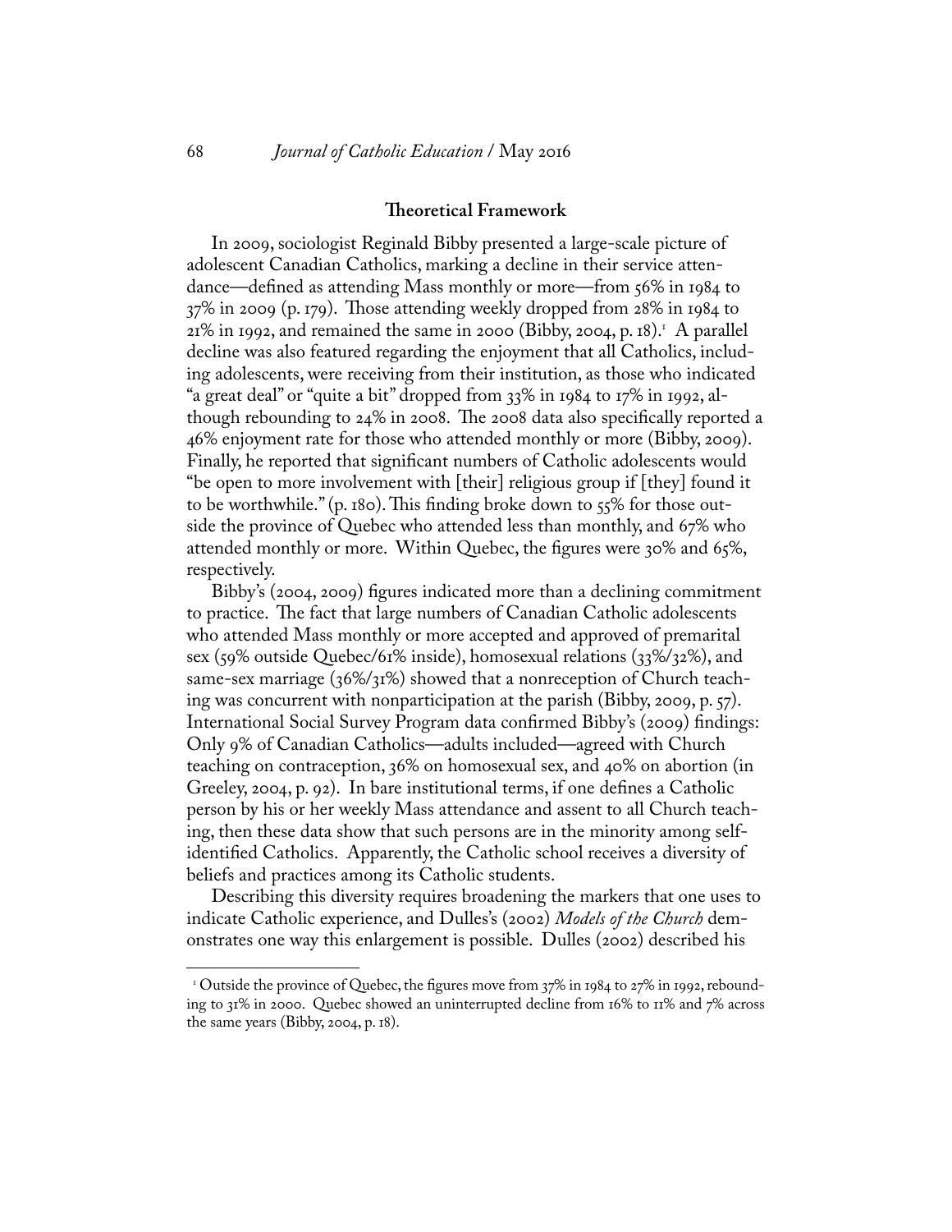### Theoretical Framework

In 2009, sociologist Reginald Bibby presented a large-scale picture of adolescent Canadian Catholics, marking a decline in their service attendance—defined as attending Mass monthly or more—from 56% in 1984 to 37% in 2009 (p. 179). Those attending weekly dropped from 28% in 1984 to 21% in 1992, and remained the same in 2000 (Bibby, 2004, p. 18).[1] A parallel decline was also featured regarding the enjoyment that all Catholics, including adolescents, were receiving from their institution, as those who indicated "a great deal" or "quite a bit" dropped from 33% in 1984 to 17% in 1992, although rebounding to 24% in 2008. The 2008 data also specifically reported a 46% enjoyment rate for those who attended monthly or more (Bibby, 2009). Finally, he reported that significant numbers of Catholic adolescents would "be open to more involvement with [their] religious group if [they] found it to be worthwhile." (p. 180). This finding broke down to 55% for those outside the province of Quebec who attended less than monthly, and 67% who attended monthly or more. Within Quebec, the figures were 30% and 65%, respectively.

Bibby's (2004, 2009) figures indicated more than a declining commitment to practice. The fact that large numbers of Canadian Catholic adolescents who attended Mass monthly or more accepted and approved of premarital sex (59% outside Quebec/61% inside), homosexual relations (33%/32%), and same-sex marriage (36%/31%) showed that a nonreception of Church teaching was concurrent with nonparticipation at the parish (Bibby, 2009, p. 57). International Social Survey Program data confirmed Bibby's (2009) findings: Only 9% of Canadian Catholics—adults included—agreed with Church teaching on contraception, 36% on homosexual sex, and 40% on abortion (in Greeley, 2004, p. 92). In bare institutional terms, if one defines a Catholic person by his or her weekly Mass attendance and assent to all Church teaching, then these data show that such persons are in the minority among self-identified Catholics. Apparently, the Catholic school receives a diversity of beliefs and practices among its Catholic students.

Describing this diversity requires broadening the markers that one uses to indicate Catholic experience, and Dulles's (2002) *Models of the Church* demonstrates one way this enlargement is possible. Dulles (2002) described his

---

[1] Outside the province of Quebec, the figures move from 37% in 1984 to 27% in 1992, rebounding to 31% in 2000. Quebec showed an uninterrupted decline from 16% to 11% and 7% across the same years (Bibby, 2004, p. 18).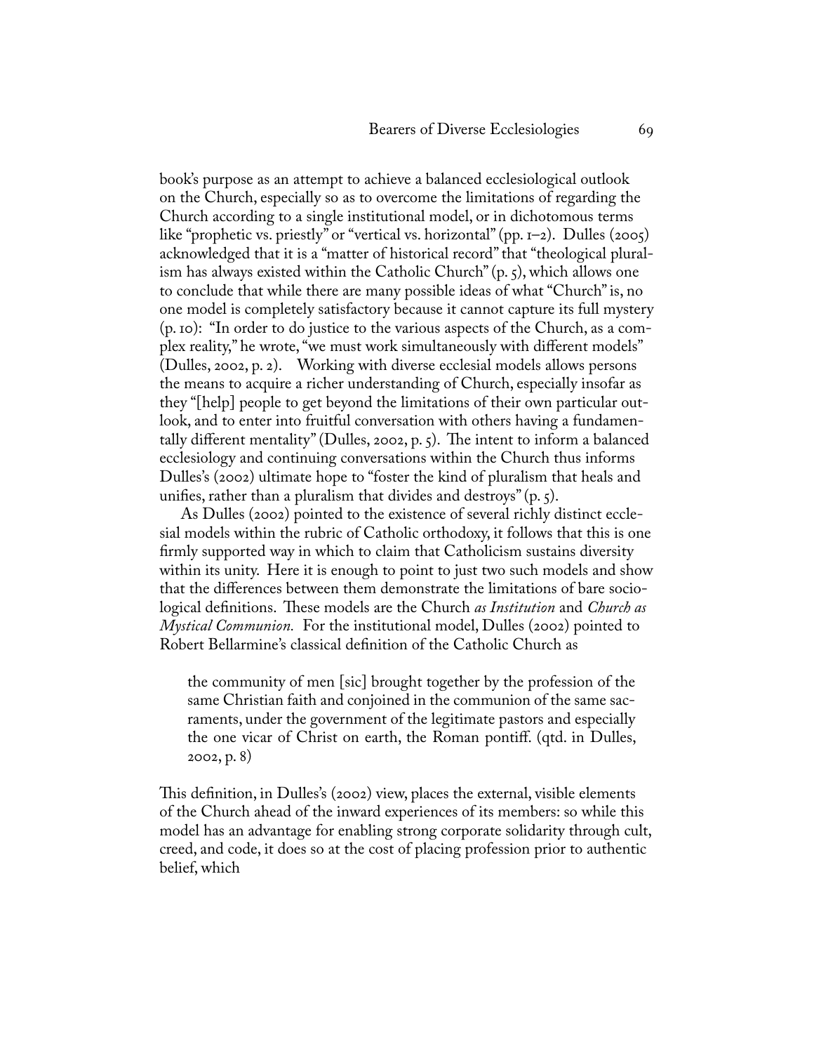book's purpose as an attempt to achieve a balanced ecclesiological outlook on the Church, especially so as to overcome the limitations of regarding the Church according to a single institutional model, or in dichotomous terms like "prophetic vs. priestly" or "vertical vs. horizontal" (pp. 1–2). Dulles (2005) acknowledged that it is a "matter of historical record" that "theological pluralism has always existed within the Catholic Church" (p. 5), which allows one to conclude that while there are many possible ideas of what "Church" is, no one model is completely satisfactory because it cannot capture its full mystery (p. 10): "In order to do justice to the various aspects of the Church, as a complex reality," he wrote, "we must work simultaneously with different models" (Dulles, 2002, p. 2). Working with diverse ecclesial models allows persons the means to acquire a richer understanding of Church, especially insofar as they "[help] people to get beyond the limitations of their own particular outlook, and to enter into fruitful conversation with others having a fundamentally different mentality" (Dulles, 2002, p. 5). The intent to inform a balanced ecclesiology and continuing conversations within the Church thus informs Dulles's (2002) ultimate hope to "foster the kind of pluralism that heals and unifies, rather than a pluralism that divides and destroys" (p. 5).

As Dulles (2002) pointed to the existence of several richly distinct ecclesial models within the rubric of Catholic orthodoxy, it follows that this is one firmly supported way in which to claim that Catholicism sustains diversity within its unity. Here it is enough to point to just two such models and show that the differences between them demonstrate the limitations of bare sociological definitions. These models are the Church *as Institution* and *Church as Mystical Communion.* For the institutional model, Dulles (2002) pointed to Robert Bellarmine's classical definition of the Catholic Church as

> the community of men [sic] brought together by the profession of the same Christian faith and conjoined in the communion of the same sacraments, under the government of the legitimate pastors and especially the one vicar of Christ on earth, the Roman pontiff. (qtd. in Dulles, 2002, p. 8)

This definition, in Dulles's (2002) view, places the external, visible elements of the Church ahead of the inward experiences of its members: so while this model has an advantage for enabling strong corporate solidarity through cult, creed, and code, it does so at the cost of placing profession prior to authentic belief, which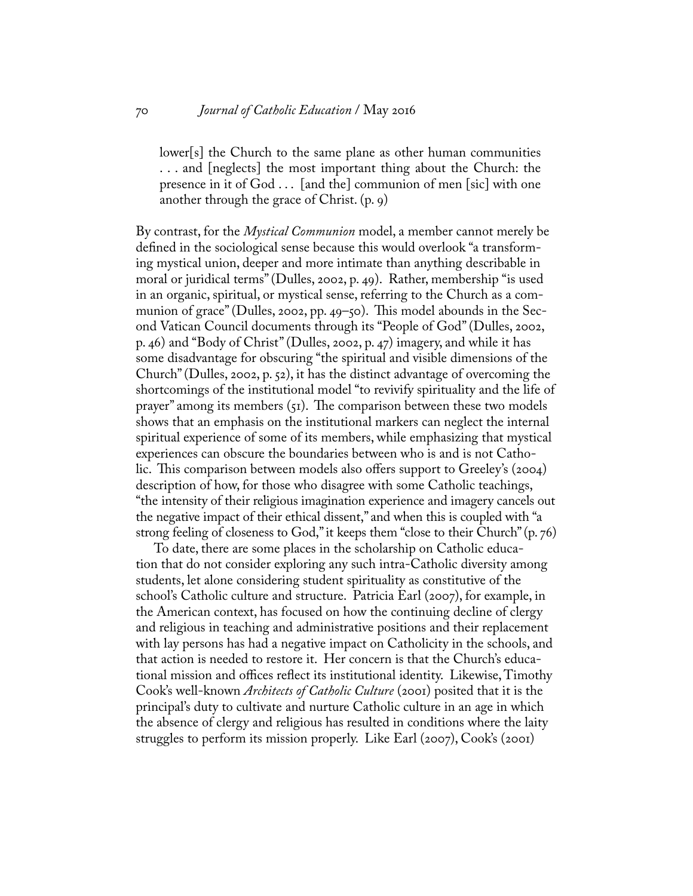> lower[s] the Church to the same plane as other human communities . . . and [neglects] the most important thing about the Church: the presence in it of God . . . [and the] communion of men [sic] with one another through the grace of Christ. (p. 9)

By contrast, for the *Mystical Communion* model, a member cannot merely be defined in the sociological sense because this would overlook "a transforming mystical union, deeper and more intimate than anything describable in moral or juridical terms" (Dulles, 2002, p. 49). Rather, membership "is used in an organic, spiritual, or mystical sense, referring to the Church as a communion of grace" (Dulles, 2002, pp. 49–50). This model abounds in the Second Vatican Council documents through its "People of God" (Dulles, 2002, p. 46) and "Body of Christ" (Dulles, 2002, p. 47) imagery, and while it has some disadvantage for obscuring "the spiritual and visible dimensions of the Church" (Dulles, 2002, p. 52), it has the distinct advantage of overcoming the shortcomings of the institutional model "to revivify spirituality and the life of prayer" among its members (51). The comparison between these two models shows that an emphasis on the institutional markers can neglect the internal spiritual experience of some of its members, while emphasizing that mystical experiences can obscure the boundaries between who is and is not Catholic. This comparison between models also offers support to Greeley's (2004) description of how, for those who disagree with some Catholic teachings, "the intensity of their religious imagination experience and imagery cancels out the negative impact of their ethical dissent," and when this is coupled with "a strong feeling of closeness to God," it keeps them "close to their Church" (p. 76)

To date, there are some places in the scholarship on Catholic education that do not consider exploring any such intra-Catholic diversity among students, let alone considering student spirituality as constitutive of the school's Catholic culture and structure. Patricia Earl (2007), for example, in the American context, has focused on how the continuing decline of clergy and religious in teaching and administrative positions and their replacement with lay persons has had a negative impact on Catholicity in the schools, and that action is needed to restore it. Her concern is that the Church's educational mission and offices reflect its institutional identity. Likewise, Timothy Cook's well-known *Architects of Catholic Culture* (2001) posited that it is the principal's duty to cultivate and nurture Catholic culture in an age in which the absence of clergy and religious has resulted in conditions where the laity struggles to perform its mission properly. Like Earl (2007), Cook's (2001)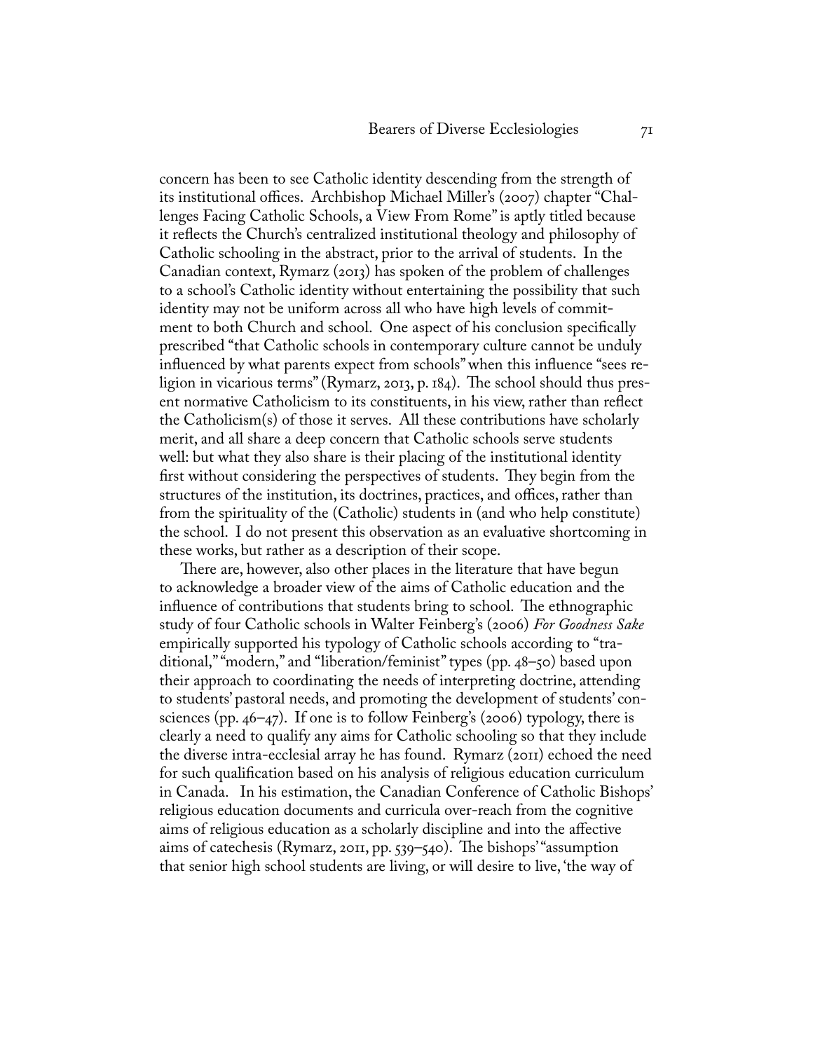concern has been to see Catholic identity descending from the strength of its institutional offices. Archbishop Michael Miller's (2007) chapter "Challenges Facing Catholic Schools, a View From Rome" is aptly titled because it reflects the Church's centralized institutional theology and philosophy of Catholic schooling in the abstract, prior to the arrival of students. In the Canadian context, Rymarz (2013) has spoken of the problem of challenges to a school's Catholic identity without entertaining the possibility that such identity may not be uniform across all who have high levels of commitment to both Church and school. One aspect of his conclusion specifically prescribed "that Catholic schools in contemporary culture cannot be unduly influenced by what parents expect from schools" when this influence "sees religion in vicarious terms" (Rymarz, 2013, p. 184). The school should thus present normative Catholicism to its constituents, in his view, rather than reflect the Catholicism(s) of those it serves. All these contributions have scholarly merit, and all share a deep concern that Catholic schools serve students well: but what they also share is their placing of the institutional identity first without considering the perspectives of students. They begin from the structures of the institution, its doctrines, practices, and offices, rather than from the spirituality of the (Catholic) students in (and who help constitute) the school. I do not present this observation as an evaluative shortcoming in these works, but rather as a description of their scope.

There are, however, also other places in the literature that have begun to acknowledge a broader view of the aims of Catholic education and the influence of contributions that students bring to school. The ethnographic study of four Catholic schools in Walter Feinberg's (2006) *For Goodness Sake* empirically supported his typology of Catholic schools according to "traditional," "modern," and "liberation/feminist" types (pp. 48–50) based upon their approach to coordinating the needs of interpreting doctrine, attending to students' pastoral needs, and promoting the development of students' consciences (pp. 46–47). If one is to follow Feinberg's (2006) typology, there is clearly a need to qualify any aims for Catholic schooling so that they include the diverse intra-ecclesial array he has found. Rymarz (2011) echoed the need for such qualification based on his analysis of religious education curriculum in Canada. In his estimation, the Canadian Conference of Catholic Bishops' religious education documents and curricula over-reach from the cognitive aims of religious education as a scholarly discipline and into the affective aims of catechesis (Rymarz, 2011, pp. 539–540). The bishops' "assumption that senior high school students are living, or will desire to live, 'the way of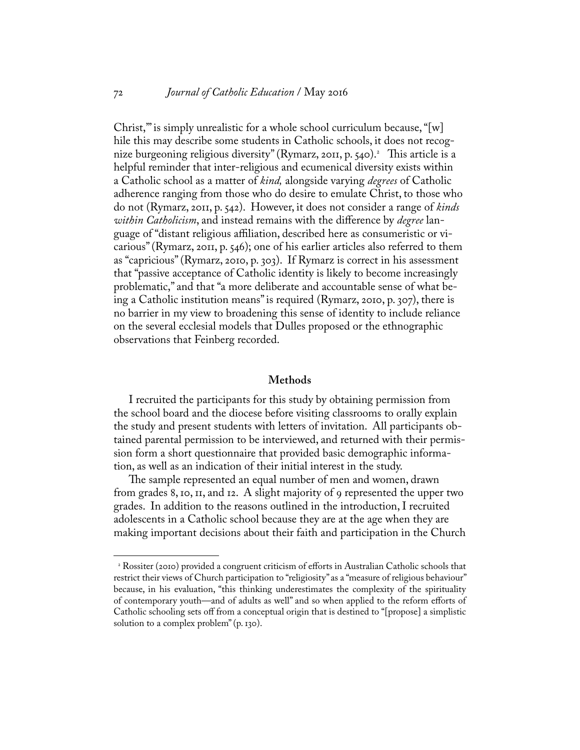Christ,'" is simply unrealistic for a whole school curriculum because, "[w]hile this may describe some students in Catholic schools, it does not recognize burgeoning religious diversity" (Rymarz, 2011, p. 540).[2] This article is a helpful reminder that inter-religious and ecumenical diversity exists within a Catholic school as a matter of *kind,* alongside varying *degrees* of Catholic adherence ranging from those who do desire to emulate Christ, to those who do not (Rymarz, 2011, p. 542). However, it does not consider a range of *kinds within Catholicism*, and instead remains with the difference by *degree* language of "distant religious affiliation, described here as consumeristic or vicarious" (Rymarz, 2011, p. 546); one of his earlier articles also referred to them as "capricious" (Rymarz, 2010, p. 303). If Rymarz is correct in his assessment that "passive acceptance of Catholic identity is likely to become increasingly problematic," and that "a more deliberate and accountable sense of what being a Catholic institution means" is required (Rymarz, 2010, p. 307), there is no barrier in my view to broadening this sense of identity to include reliance on the several ecclesial models that Dulles proposed or the ethnographic observations that Feinberg recorded.

## Methods

I recruited the participants for this study by obtaining permission from the school board and the diocese before visiting classrooms to orally explain the study and present students with letters of invitation. All participants obtained parental permission to be interviewed, and returned with their permission form a short questionnaire that provided basic demographic information, as well as an indication of their initial interest in the study.

The sample represented an equal number of men and women, drawn from grades 8, 10, 11, and 12. A slight majority of 9 represented the upper two grades. In addition to the reasons outlined in the introduction, I recruited adolescents in a Catholic school because they are at the age when they are making important decisions about their faith and participation in the Church

[2] Rossiter (2010) provided a congruent criticism of efforts in Australian Catholic schools that restrict their views of Church participation to "religiosity" as a "measure of religious behaviour" because, in his evaluation, "this thinking underestimates the complexity of the spirituality of contemporary youth—and of adults as well" and so when applied to the reform efforts of Catholic schooling sets off from a conceptual origin that is destined to "[propose] a simplistic solution to a complex problem" (p. 130).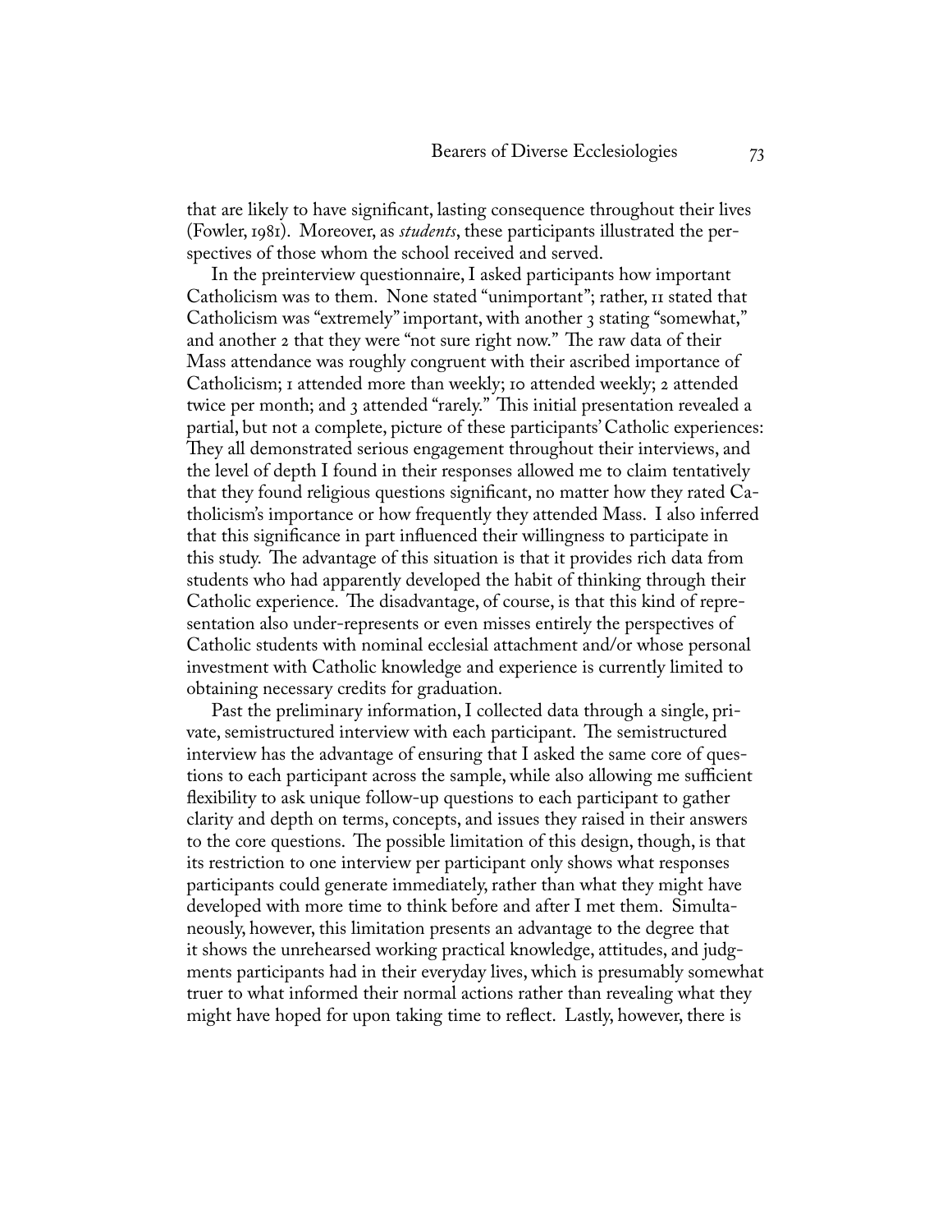that are likely to have significant, lasting consequence throughout their lives (Fowler, 1981). Moreover, as *students*, these participants illustrated the perspectives of those whom the school received and served.

In the preinterview questionnaire, I asked participants how important Catholicism was to them. None stated "unimportant"; rather, 11 stated that Catholicism was "extremely" important, with another 3 stating "somewhat," and another 2 that they were "not sure right now." The raw data of their Mass attendance was roughly congruent with their ascribed importance of Catholicism; 1 attended more than weekly; 10 attended weekly; 2 attended twice per month; and 3 attended "rarely." This initial presentation revealed a partial, but not a complete, picture of these participants' Catholic experiences: They all demonstrated serious engagement throughout their interviews, and the level of depth I found in their responses allowed me to claim tentatively that they found religious questions significant, no matter how they rated Catholicism's importance or how frequently they attended Mass. I also inferred that this significance in part influenced their willingness to participate in this study. The advantage of this situation is that it provides rich data from students who had apparently developed the habit of thinking through their Catholic experience. The disadvantage, of course, is that this kind of representation also under-represents or even misses entirely the perspectives of Catholic students with nominal ecclesial attachment and/or whose personal investment with Catholic knowledge and experience is currently limited to obtaining necessary credits for graduation.

Past the preliminary information, I collected data through a single, private, semistructured interview with each participant. The semistructured interview has the advantage of ensuring that I asked the same core of questions to each participant across the sample, while also allowing me sufficient flexibility to ask unique follow-up questions to each participant to gather clarity and depth on terms, concepts, and issues they raised in their answers to the core questions. The possible limitation of this design, though, is that its restriction to one interview per participant only shows what responses participants could generate immediately, rather than what they might have developed with more time to think before and after I met them. Simultaneously, however, this limitation presents an advantage to the degree that it shows the unrehearsed working practical knowledge, attitudes, and judgments participants had in their everyday lives, which is presumably somewhat truer to what informed their normal actions rather than revealing what they might have hoped for upon taking time to reflect. Lastly, however, there is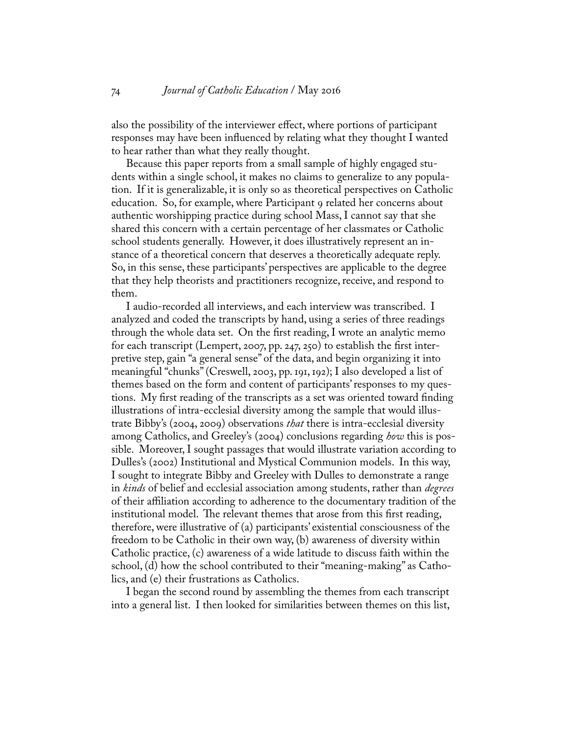also the possibility of the interviewer effect, where portions of participant responses may have been influenced by relating what they thought I wanted to hear rather than what they really thought.

Because this paper reports from a small sample of highly engaged students within a single school, it makes no claims to generalize to any population. If it is generalizable, it is only so as theoretical perspectives on Catholic education. So, for example, where Participant 9 related her concerns about authentic worshipping practice during school Mass, I cannot say that she shared this concern with a certain percentage of her classmates or Catholic school students generally. However, it does illustratively represent an instance of a theoretical concern that deserves a theoretically adequate reply. So, in this sense, these participants' perspectives are applicable to the degree that they help theorists and practitioners recognize, receive, and respond to them.

I audio-recorded all interviews, and each interview was transcribed. I analyzed and coded the transcripts by hand, using a series of three readings through the whole data set. On the first reading, I wrote an analytic memo for each transcript (Lempert, 2007, pp. 247, 250) to establish the first interpretive step, gain "a general sense" of the data, and begin organizing it into meaningful "chunks" (Creswell, 2003, pp. 191, 192); I also developed a list of themes based on the form and content of participants' responses to my questions. My first reading of the transcripts as a set was oriented toward finding illustrations of intra-ecclesial diversity among the sample that would illustrate Bibby's (2004, 2009) observations *that* there is intra-ecclesial diversity among Catholics, and Greeley's (2004) conclusions regarding *how* this is possible. Moreover, I sought passages that would illustrate variation according to Dulles's (2002) Institutional and Mystical Communion models. In this way, I sought to integrate Bibby and Greeley with Dulles to demonstrate a range in *kinds* of belief and ecclesial association among students, rather than *degrees* of their affiliation according to adherence to the documentary tradition of the institutional model. The relevant themes that arose from this first reading, therefore, were illustrative of (a) participants' existential consciousness of the freedom to be Catholic in their own way, (b) awareness of diversity within Catholic practice, (c) awareness of a wide latitude to discuss faith within the school, (d) how the school contributed to their "meaning-making" as Catholics, and (e) their frustrations as Catholics.

I began the second round by assembling the themes from each transcript into a general list. I then looked for similarities between themes on this list,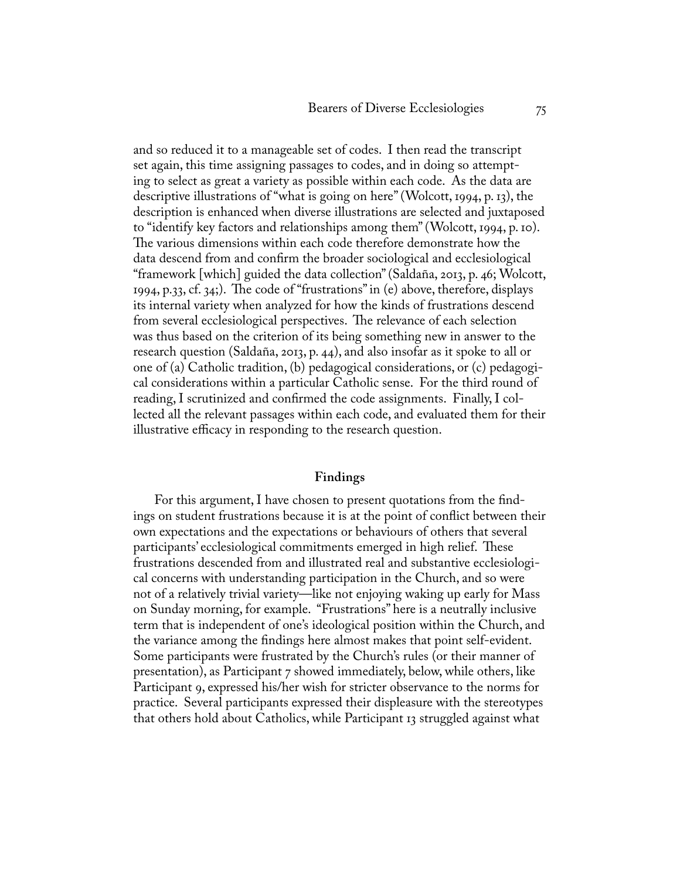and so reduced it to a manageable set of codes. I then read the transcript set again, this time assigning passages to codes, and in doing so attempting to select as great a variety as possible within each code. As the data are descriptive illustrations of "what is going on here" (Wolcott, 1994, p. 13), the description is enhanced when diverse illustrations are selected and juxtaposed to "identify key factors and relationships among them" (Wolcott, 1994, p. 10). The various dimensions within each code therefore demonstrate how the data descend from and confirm the broader sociological and ecclesiological "framework [which] guided the data collection" (Saldaña, 2013, p. 46; Wolcott, 1994, p.33, cf. 34;). The code of "frustrations" in (e) above, therefore, displays its internal variety when analyzed for how the kinds of frustrations descend from several ecclesiological perspectives. The relevance of each selection was thus based on the criterion of its being something new in answer to the research question (Saldaña, 2013, p. 44), and also insofar as it spoke to all or one of (a) Catholic tradition, (b) pedagogical considerations, or (c) pedagogical considerations within a particular Catholic sense. For the third round of reading, I scrutinized and confirmed the code assignments. Finally, I collected all the relevant passages within each code, and evaluated them for their illustrative efficacy in responding to the research question.

## Findings

For this argument, I have chosen to present quotations from the findings on student frustrations because it is at the point of conflict between their own expectations and the expectations or behaviours of others that several participants' ecclesiological commitments emerged in high relief. These frustrations descended from and illustrated real and substantive ecclesiological concerns with understanding participation in the Church, and so were not of a relatively trivial variety—like not enjoying waking up early for Mass on Sunday morning, for example. "Frustrations" here is a neutrally inclusive term that is independent of one's ideological position within the Church, and the variance among the findings here almost makes that point self-evident. Some participants were frustrated by the Church's rules (or their manner of presentation), as Participant 7 showed immediately, below, while others, like Participant 9, expressed his/her wish for stricter observance to the norms for practice. Several participants expressed their displeasure with the stereotypes that others hold about Catholics, while Participant 13 struggled against what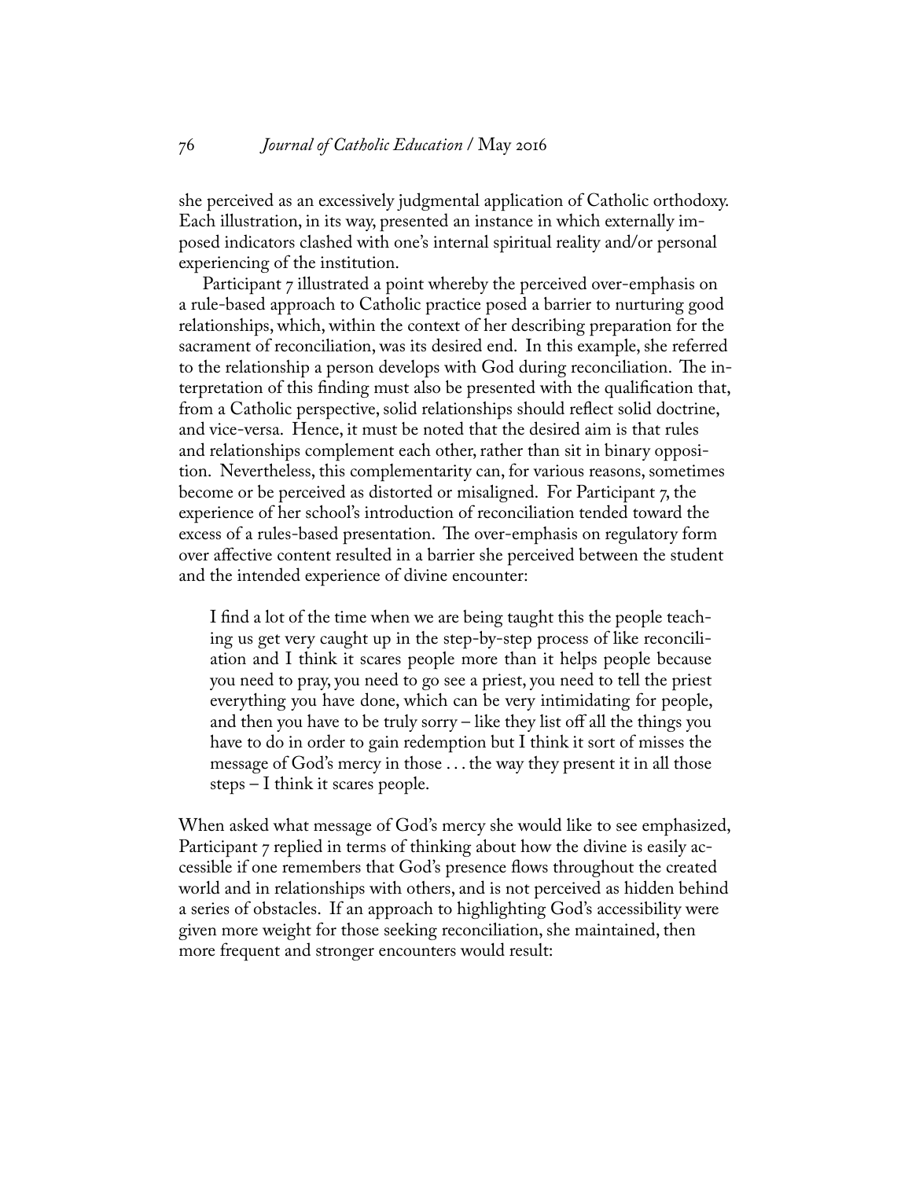she perceived as an excessively judgmental application of Catholic orthodoxy. Each illustration, in its way, presented an instance in which externally imposed indicators clashed with one's internal spiritual reality and/or personal experiencing of the institution.

Participant 7 illustrated a point whereby the perceived over-emphasis on a rule-based approach to Catholic practice posed a barrier to nurturing good relationships, which, within the context of her describing preparation for the sacrament of reconciliation, was its desired end. In this example, she referred to the relationship a person develops with God during reconciliation. The interpretation of this finding must also be presented with the qualification that, from a Catholic perspective, solid relationships should reflect solid doctrine, and vice-versa. Hence, it must be noted that the desired aim is that rules and relationships complement each other, rather than sit in binary opposition. Nevertheless, this complementarity can, for various reasons, sometimes become or be perceived as distorted or misaligned. For Participant 7, the experience of her school's introduction of reconciliation tended toward the excess of a rules-based presentation. The over-emphasis on regulatory form over affective content resulted in a barrier she perceived between the student and the intended experience of divine encounter:

> I find a lot of the time when we are being taught this the people teaching us get very caught up in the step-by-step process of like reconciliation and I think it scares people more than it helps people because you need to pray, you need to go see a priest, you need to tell the priest everything you have done, which can be very intimidating for people, and then you have to be truly sorry – like they list off all the things you have to do in order to gain redemption but I think it sort of misses the message of God's mercy in those . . . the way they present it in all those steps – I think it scares people.

When asked what message of God's mercy she would like to see emphasized, Participant 7 replied in terms of thinking about how the divine is easily accessible if one remembers that God's presence flows throughout the created world and in relationships with others, and is not perceived as hidden behind a series of obstacles. If an approach to highlighting God's accessibility were given more weight for those seeking reconciliation, she maintained, then more frequent and stronger encounters would result: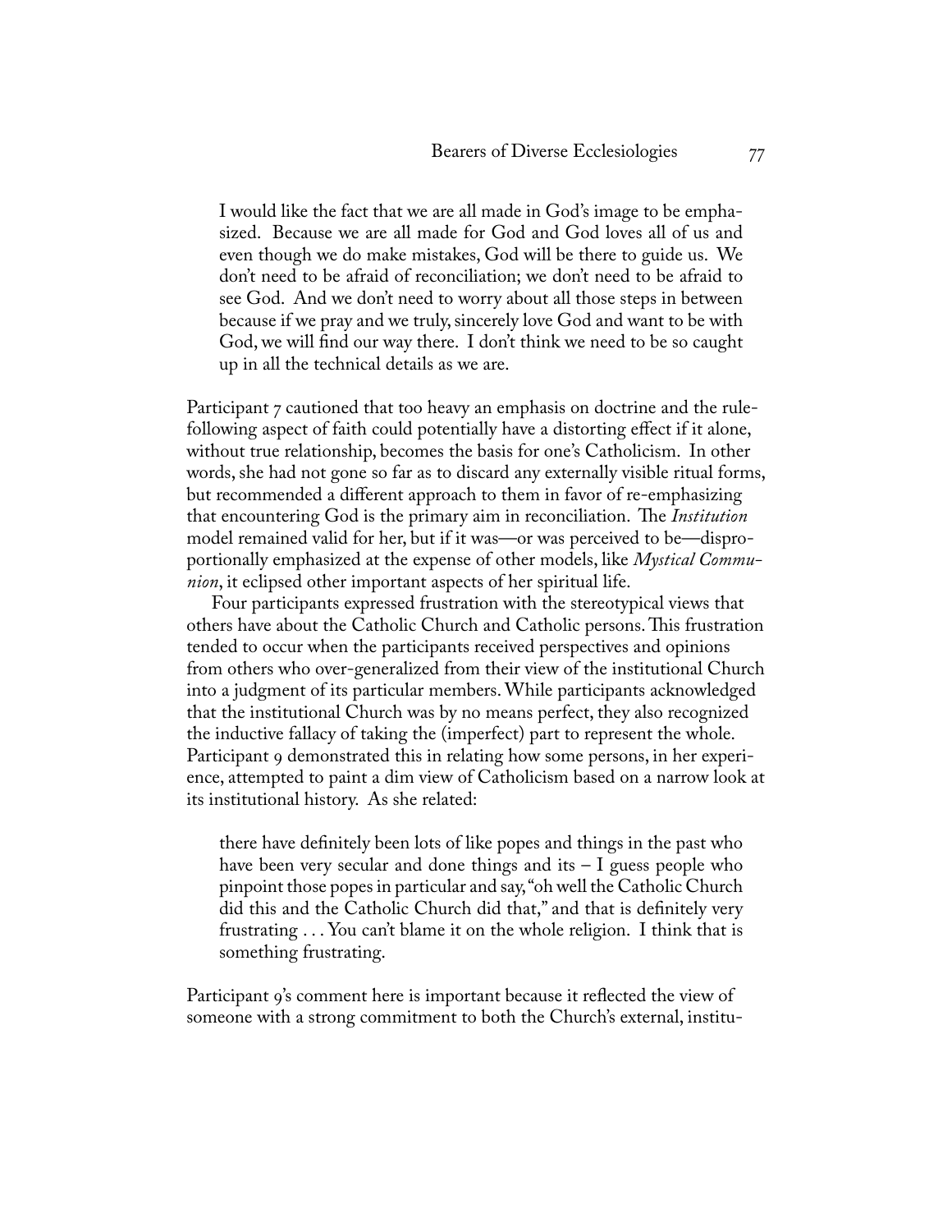> I would like the fact that we are all made in God's image to be emphasized. Because we are all made for God and God loves all of us and even though we do make mistakes, God will be there to guide us. We don't need to be afraid of reconciliation; we don't need to be afraid to see God. And we don't need to worry about all those steps in between because if we pray and we truly, sincerely love God and want to be with God, we will find our way there. I don't think we need to be so caught up in all the technical details as we are.

Participant 7 cautioned that too heavy an emphasis on doctrine and the rule-following aspect of faith could potentially have a distorting effect if it alone, without true relationship, becomes the basis for one's Catholicism. In other words, she had not gone so far as to discard any externally visible ritual forms, but recommended a different approach to them in favor of re-emphasizing that encountering God is the primary aim in reconciliation. The *Institution* model remained valid for her, but if it was—or was perceived to be—disproportionally emphasized at the expense of other models, like *Mystical Communion*, it eclipsed other important aspects of her spiritual life.

Four participants expressed frustration with the stereotypical views that others have about the Catholic Church and Catholic persons. This frustration tended to occur when the participants received perspectives and opinions from others who over-generalized from their view of the institutional Church into a judgment of its particular members. While participants acknowledged that the institutional Church was by no means perfect, they also recognized the inductive fallacy of taking the (imperfect) part to represent the whole. Participant 9 demonstrated this in relating how some persons, in her experience, attempted to paint a dim view of Catholicism based on a narrow look at its institutional history. As she related:

> there have definitely been lots of like popes and things in the past who have been very secular and done things and its – I guess people who pinpoint those popes in particular and say, "oh well the Catholic Church did this and the Catholic Church did that," and that is definitely very frustrating . . . You can't blame it on the whole religion. I think that is something frustrating.

Participant 9's comment here is important because it reflected the view of someone with a strong commitment to both the Church's external, institu-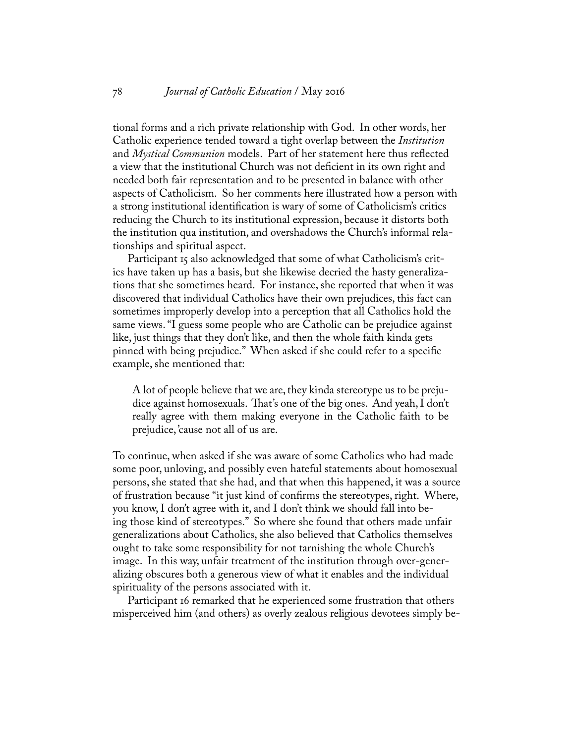tional forms and a rich private relationship with God. In other words, her Catholic experience tended toward a tight overlap between the *Institution* and *Mystical Communion* models. Part of her statement here thus reflected a view that the institutional Church was not deficient in its own right and needed both fair representation and to be presented in balance with other aspects of Catholicism. So her comments here illustrated how a person with a strong institutional identification is wary of some of Catholicism's critics reducing the Church to its institutional expression, because it distorts both the institution qua institution, and overshadows the Church's informal relationships and spiritual aspect.

Participant 15 also acknowledged that some of what Catholicism's critics have taken up has a basis, but she likewise decried the hasty generalizations that she sometimes heard. For instance, she reported that when it was discovered that individual Catholics have their own prejudices, this fact can sometimes improperly develop into a perception that all Catholics hold the same views. "I guess some people who are Catholic can be prejudice against like, just things that they don't like, and then the whole faith kinda gets pinned with being prejudice." When asked if she could refer to a specific example, she mentioned that:

> A lot of people believe that we are, they kinda stereotype us to be prejudice against homosexuals. That's one of the big ones. And yeah, I don't really agree with them making everyone in the Catholic faith to be prejudice, 'cause not all of us are.

To continue, when asked if she was aware of some Catholics who had made some poor, unloving, and possibly even hateful statements about homosexual persons, she stated that she had, and that when this happened, it was a source of frustration because "it just kind of confirms the stereotypes, right. Where, you know, I don't agree with it, and I don't think we should fall into being those kind of stereotypes." So where she found that others made unfair generalizations about Catholics, she also believed that Catholics themselves ought to take some responsibility for not tarnishing the whole Church's image. In this way, unfair treatment of the institution through over-generalizing obscures both a generous view of what it enables and the individual spirituality of the persons associated with it.

Participant 16 remarked that he experienced some frustration that others misperceived him (and others) as overly zealous religious devotees simply be-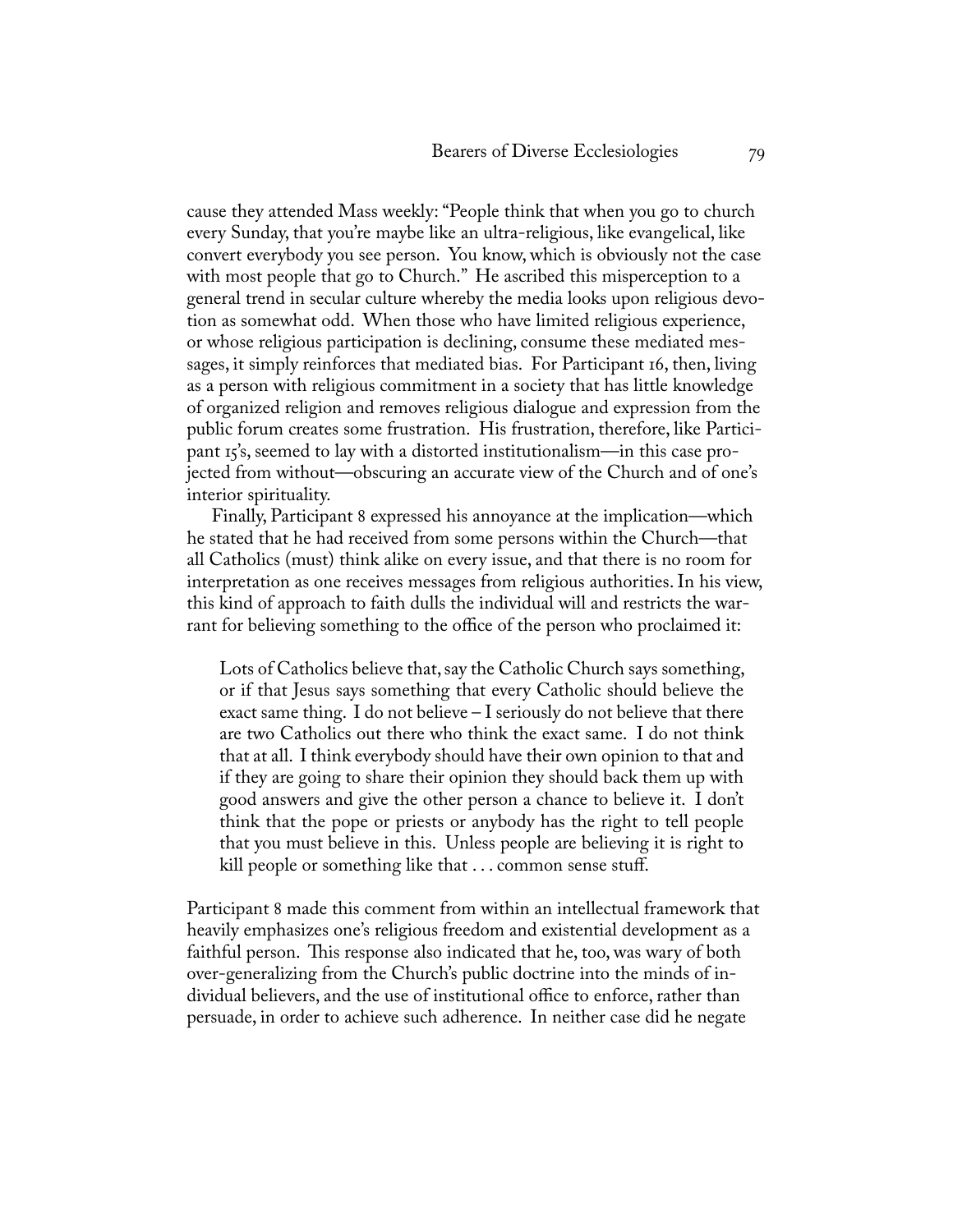cause they attended Mass weekly: "People think that when you go to church every Sunday, that you're maybe like an ultra-religious, like evangelical, like convert everybody you see person. You know, which is obviously not the case with most people that go to Church." He ascribed this misperception to a general trend in secular culture whereby the media looks upon religious devotion as somewhat odd. When those who have limited religious experience, or whose religious participation is declining, consume these mediated messages, it simply reinforces that mediated bias. For Participant 16, then, living as a person with religious commitment in a society that has little knowledge of organized religion and removes religious dialogue and expression from the public forum creates some frustration. His frustration, therefore, like Participant 15's, seemed to lay with a distorted institutionalism—in this case projected from without—obscuring an accurate view of the Church and of one's interior spirituality.

Finally, Participant 8 expressed his annoyance at the implication—which he stated that he had received from some persons within the Church—that all Catholics (must) think alike on every issue, and that there is no room for interpretation as one receives messages from religious authorities. In his view, this kind of approach to faith dulls the individual will and restricts the warrant for believing something to the office of the person who proclaimed it:

> Lots of Catholics believe that, say the Catholic Church says something, or if that Jesus says something that every Catholic should believe the exact same thing. I do not believe – I seriously do not believe that there are two Catholics out there who think the exact same. I do not think that at all. I think everybody should have their own opinion to that and if they are going to share their opinion they should back them up with good answers and give the other person a chance to believe it. I don't think that the pope or priests or anybody has the right to tell people that you must believe in this. Unless people are believing it is right to kill people or something like that . . . common sense stuff.

Participant 8 made this comment from within an intellectual framework that heavily emphasizes one's religious freedom and existential development as a faithful person. This response also indicated that he, too, was wary of both over-generalizing from the Church's public doctrine into the minds of individual believers, and the use of institutional office to enforce, rather than persuade, in order to achieve such adherence. In neither case did he negate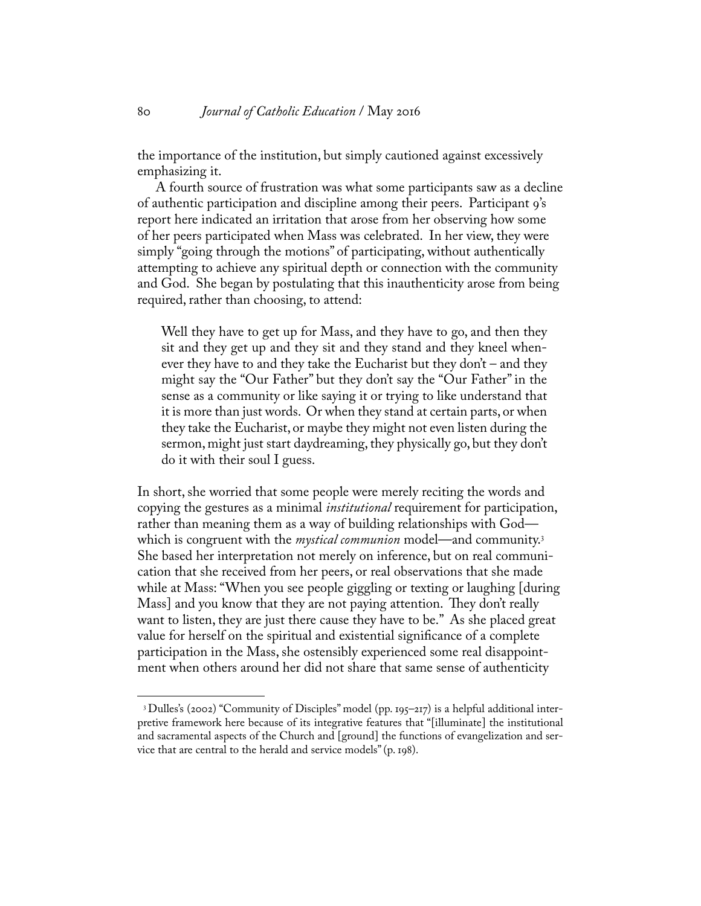the importance of the institution, but simply cautioned against excessively emphasizing it.

A fourth source of frustration was what some participants saw as a decline of authentic participation and discipline among their peers. Participant 9's report here indicated an irritation that arose from her observing how some of her peers participated when Mass was celebrated. In her view, they were simply "going through the motions" of participating, without authentically attempting to achieve any spiritual depth or connection with the community and God. She began by postulating that this inauthenticity arose from being required, rather than choosing, to attend:

> Well they have to get up for Mass, and they have to go, and then they sit and they get up and they sit and they stand and they kneel whenever they have to and they take the Eucharist but they don't – and they might say the "Our Father" but they don't say the "Our Father" in the sense as a community or like saying it or trying to like understand that it is more than just words. Or when they stand at certain parts, or when they take the Eucharist, or maybe they might not even listen during the sermon, might just start daydreaming, they physically go, but they don't do it with their soul I guess.

In short, she worried that some people were merely reciting the words and copying the gestures as a minimal *institutional* requirement for participation, rather than meaning them as a way of building relationships with God—which is congruent with the *mystical communion* model—and community.[3] She based her interpretation not merely on inference, but on real communication that she received from her peers, or real observations that she made while at Mass: "When you see people giggling or texting or laughing [during Mass] and you know that they are not paying attention. They don't really want to listen, they are just there cause they have to be." As she placed great value for herself on the spiritual and existential significance of a complete participation in the Mass, she ostensibly experienced some real disappointment when others around her did not share that same sense of authenticity

[3] Dulles's (2002) "Community of Disciples" model (pp. 195–217) is a helpful additional interpretive framework here because of its integrative features that "[illuminate] the institutional and sacramental aspects of the Church and [ground] the functions of evangelization and service that are central to the herald and service models" (p. 198).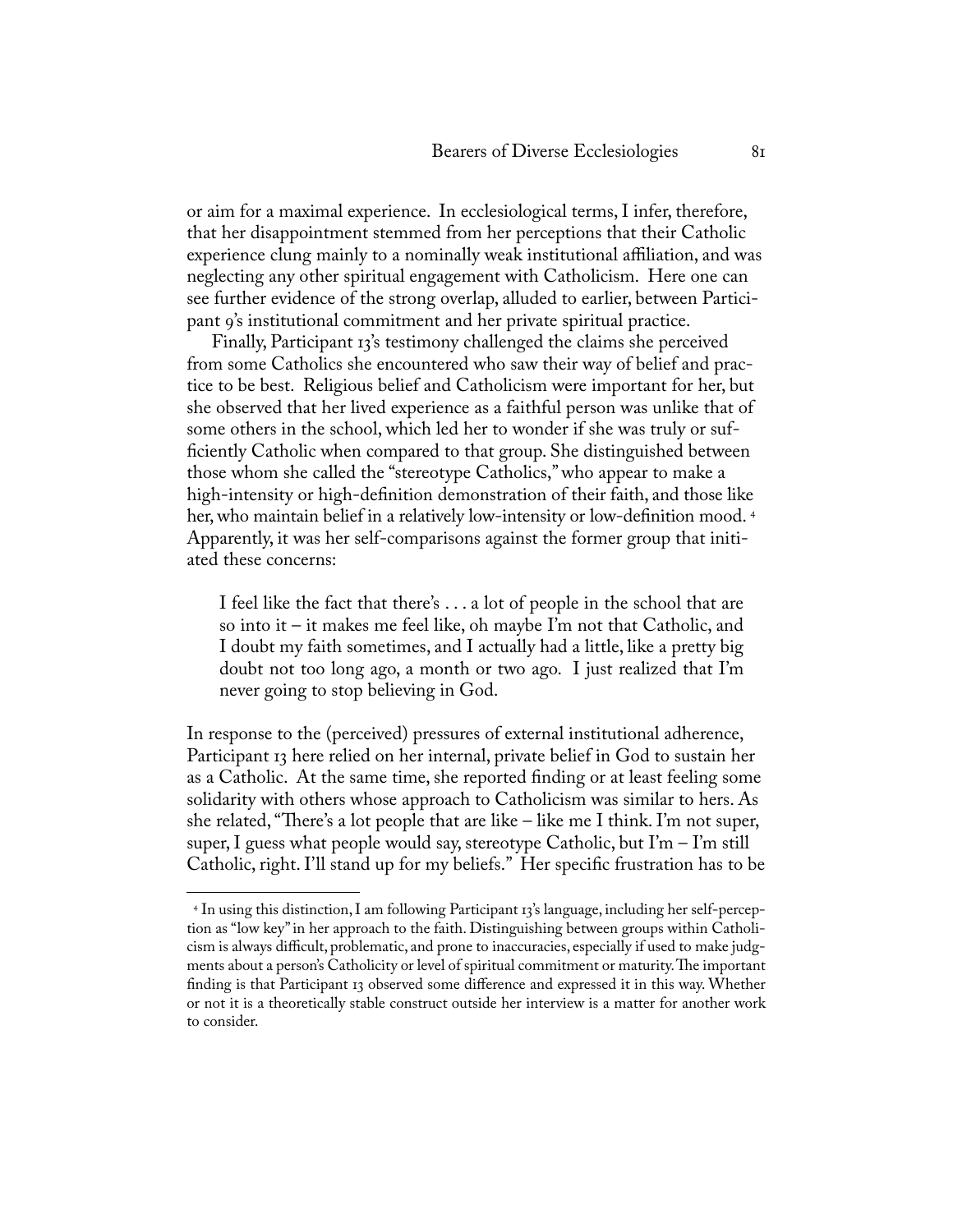or aim for a maximal experience. In ecclesiological terms, I infer, therefore, that her disappointment stemmed from her perceptions that their Catholic experience clung mainly to a nominally weak institutional affiliation, and was neglecting any other spiritual engagement with Catholicism. Here one can see further evidence of the strong overlap, alluded to earlier, between Participant 9's institutional commitment and her private spiritual practice.

Finally, Participant 13's testimony challenged the claims she perceived from some Catholics she encountered who saw their way of belief and practice to be best. Religious belief and Catholicism were important for her, but she observed that her lived experience as a faithful person was unlike that of some others in the school, which led her to wonder if she was truly or sufficiently Catholic when compared to that group. She distinguished between those whom she called the "stereotype Catholics," who appear to make a high-intensity or high-definition demonstration of their faith, and those like her, who maintain belief in a relatively low-intensity or low-definition mood. [4] Apparently, it was her self-comparisons against the former group that initiated these concerns:

> I feel like the fact that there's . . . a lot of people in the school that are so into it – it makes me feel like, oh maybe I'm not that Catholic, and I doubt my faith sometimes, and I actually had a little, like a pretty big doubt not too long ago, a month or two ago. I just realized that I'm never going to stop believing in God.

In response to the (perceived) pressures of external institutional adherence, Participant 13 here relied on her internal, private belief in God to sustain her as a Catholic. At the same time, she reported finding or at least feeling some solidarity with others whose approach to Catholicism was similar to hers. As she related, "There's a lot people that are like – like me I think. I'm not super, super, I guess what people would say, stereotype Catholic, but I'm – I'm still Catholic, right. I'll stand up for my beliefs." Her specific frustration has to be

[4] In using this distinction, I am following Participant 13's language, including her self-perception as "low key" in her approach to the faith. Distinguishing between groups within Catholicism is always difficult, problematic, and prone to inaccuracies, especially if used to make judgments about a person's Catholicity or level of spiritual commitment or maturity. The important finding is that Participant 13 observed some difference and expressed it in this way. Whether or not it is a theoretically stable construct outside her interview is a matter for another work to consider.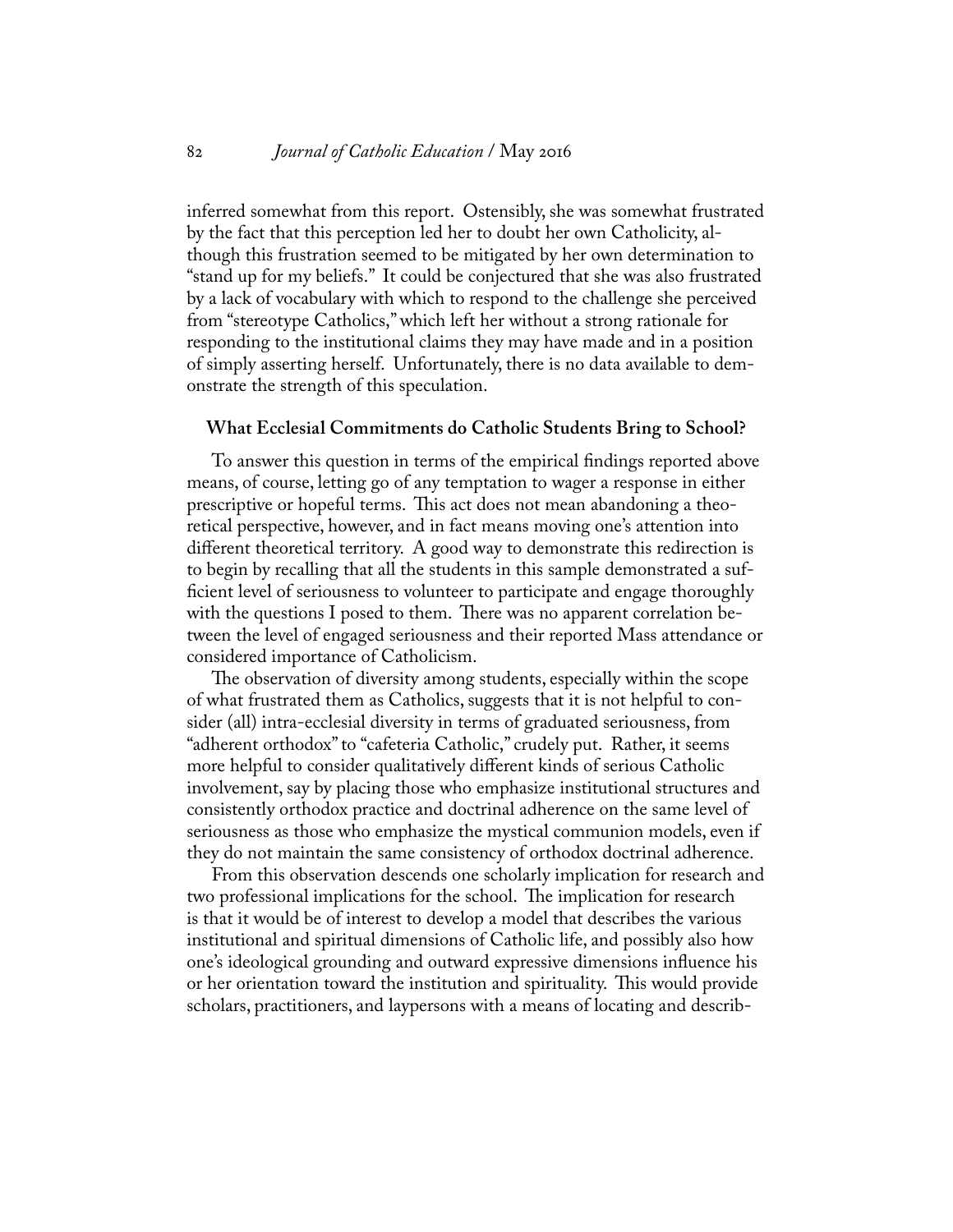inferred somewhat from this report. Ostensibly, she was somewhat frustrated by the fact that this perception led her to doubt her own Catholicity, although this frustration seemed to be mitigated by her own determination to "stand up for my beliefs." It could be conjectured that she was also frustrated by a lack of vocabulary with which to respond to the challenge she perceived from "stereotype Catholics," which left her without a strong rationale for responding to the institutional claims they may have made and in a position of simply asserting herself. Unfortunately, there is no data available to demonstrate the strength of this speculation.

### What Ecclesial Commitments do Catholic Students Bring to School?

To answer this question in terms of the empirical findings reported above means, of course, letting go of any temptation to wager a response in either prescriptive or hopeful terms. This act does not mean abandoning a theoretical perspective, however, and in fact means moving one's attention into different theoretical territory. A good way to demonstrate this redirection is to begin by recalling that all the students in this sample demonstrated a sufficient level of seriousness to volunteer to participate and engage thoroughly with the questions I posed to them. There was no apparent correlation between the level of engaged seriousness and their reported Mass attendance or considered importance of Catholicism.

The observation of diversity among students, especially within the scope of what frustrated them as Catholics, suggests that it is not helpful to consider (all) intra-ecclesial diversity in terms of graduated seriousness, from "adherent orthodox" to "cafeteria Catholic," crudely put. Rather, it seems more helpful to consider qualitatively different kinds of serious Catholic involvement, say by placing those who emphasize institutional structures and consistently orthodox practice and doctrinal adherence on the same level of seriousness as those who emphasize the mystical communion models, even if they do not maintain the same consistency of orthodox doctrinal adherence.

From this observation descends one scholarly implication for research and two professional implications for the school. The implication for research is that it would be of interest to develop a model that describes the various institutional and spiritual dimensions of Catholic life, and possibly also how one's ideological grounding and outward expressive dimensions influence his or her orientation toward the institution and spirituality. This would provide scholars, practitioners, and laypersons with a means of locating and describ-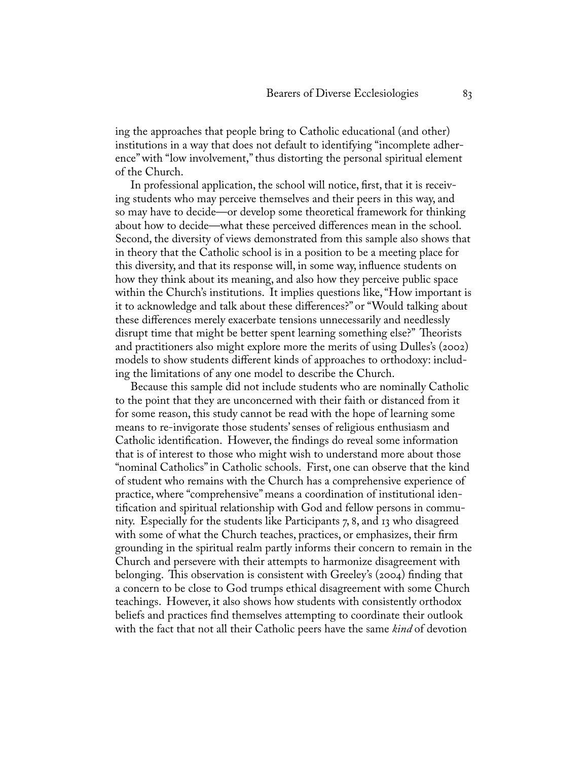ing the approaches that people bring to Catholic educational (and other) institutions in a way that does not default to identifying "incomplete adherence" with "low involvement," thus distorting the personal spiritual element of the Church.

In professional application, the school will notice, first, that it is receiving students who may perceive themselves and their peers in this way, and so may have to decide—or develop some theoretical framework for thinking about how to decide—what these perceived differences mean in the school. Second, the diversity of views demonstrated from this sample also shows that in theory that the Catholic school is in a position to be a meeting place for this diversity, and that its response will, in some way, influence students on how they think about its meaning, and also how they perceive public space within the Church's institutions. It implies questions like, "How important is it to acknowledge and talk about these differences?" or "Would talking about these differences merely exacerbate tensions unnecessarily and needlessly disrupt time that might be better spent learning something else?" Theorists and practitioners also might explore more the merits of using Dulles's (2002) models to show students different kinds of approaches to orthodoxy: including the limitations of any one model to describe the Church.

Because this sample did not include students who are nominally Catholic to the point that they are unconcerned with their faith or distanced from it for some reason, this study cannot be read with the hope of learning some means to re-invigorate those students' senses of religious enthusiasm and Catholic identification. However, the findings do reveal some information that is of interest to those who might wish to understand more about those "nominal Catholics" in Catholic schools. First, one can observe that the kind of student who remains with the Church has a comprehensive experience of practice, where "comprehensive" means a coordination of institutional identification and spiritual relationship with God and fellow persons in community. Especially for the students like Participants 7, 8, and 13 who disagreed with some of what the Church teaches, practices, or emphasizes, their firm grounding in the spiritual realm partly informs their concern to remain in the Church and persevere with their attempts to harmonize disagreement with belonging. This observation is consistent with Greeley's (2004) finding that a concern to be close to God trumps ethical disagreement with some Church teachings. However, it also shows how students with consistently orthodox beliefs and practices find themselves attempting to coordinate their outlook with the fact that not all their Catholic peers have the same *kind* of devotion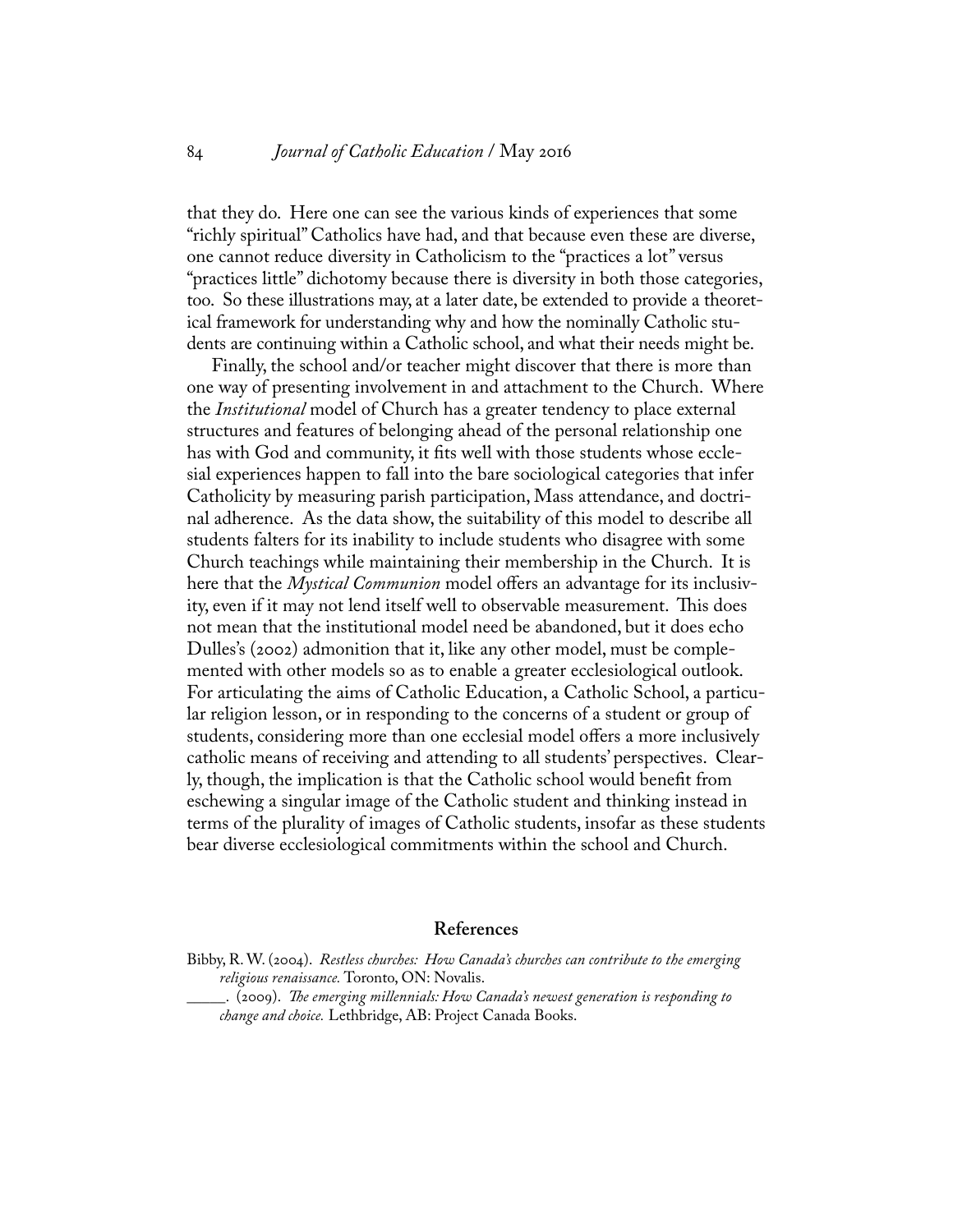that they do. Here one can see the various kinds of experiences that some "richly spiritual" Catholics have had, and that because even these are diverse, one cannot reduce diversity in Catholicism to the "practices a lot" versus "practices little" dichotomy because there is diversity in both those categories, too. So these illustrations may, at a later date, be extended to provide a theoretical framework for understanding why and how the nominally Catholic students are continuing within a Catholic school, and what their needs might be.

Finally, the school and/or teacher might discover that there is more than one way of presenting involvement in and attachment to the Church. Where the *Institutional* model of Church has a greater tendency to place external structures and features of belonging ahead of the personal relationship one has with God and community, it fits well with those students whose ecclesial experiences happen to fall into the bare sociological categories that infer Catholicity by measuring parish participation, Mass attendance, and doctrinal adherence. As the data show, the suitability of this model to describe all students falters for its inability to include students who disagree with some Church teachings while maintaining their membership in the Church. It is here that the *Mystical Communion* model offers an advantage for its inclusivity, even if it may not lend itself well to observable measurement. This does not mean that the institutional model need be abandoned, but it does echo Dulles's (2002) admonition that it, like any other model, must be complemented with other models so as to enable a greater ecclesiological outlook. For articulating the aims of Catholic Education, a Catholic School, a particular religion lesson, or in responding to the concerns of a student or group of students, considering more than one ecclesial model offers a more inclusively catholic means of receiving and attending to all students' perspectives. Clearly, though, the implication is that the Catholic school would benefit from eschewing a singular image of the Catholic student and thinking instead in terms of the plurality of images of Catholic students, insofar as these students bear diverse ecclesiological commitments within the school and Church.

## References

Bibby, R. W. (2004). *Restless churches: How Canada's churches can contribute to the emerging religious renaissance.* Toronto, ON: Novalis.

_____. (2009). *The emerging millennials: How Canada's newest generation is responding to change and choice.* Lethbridge, AB: Project Canada Books.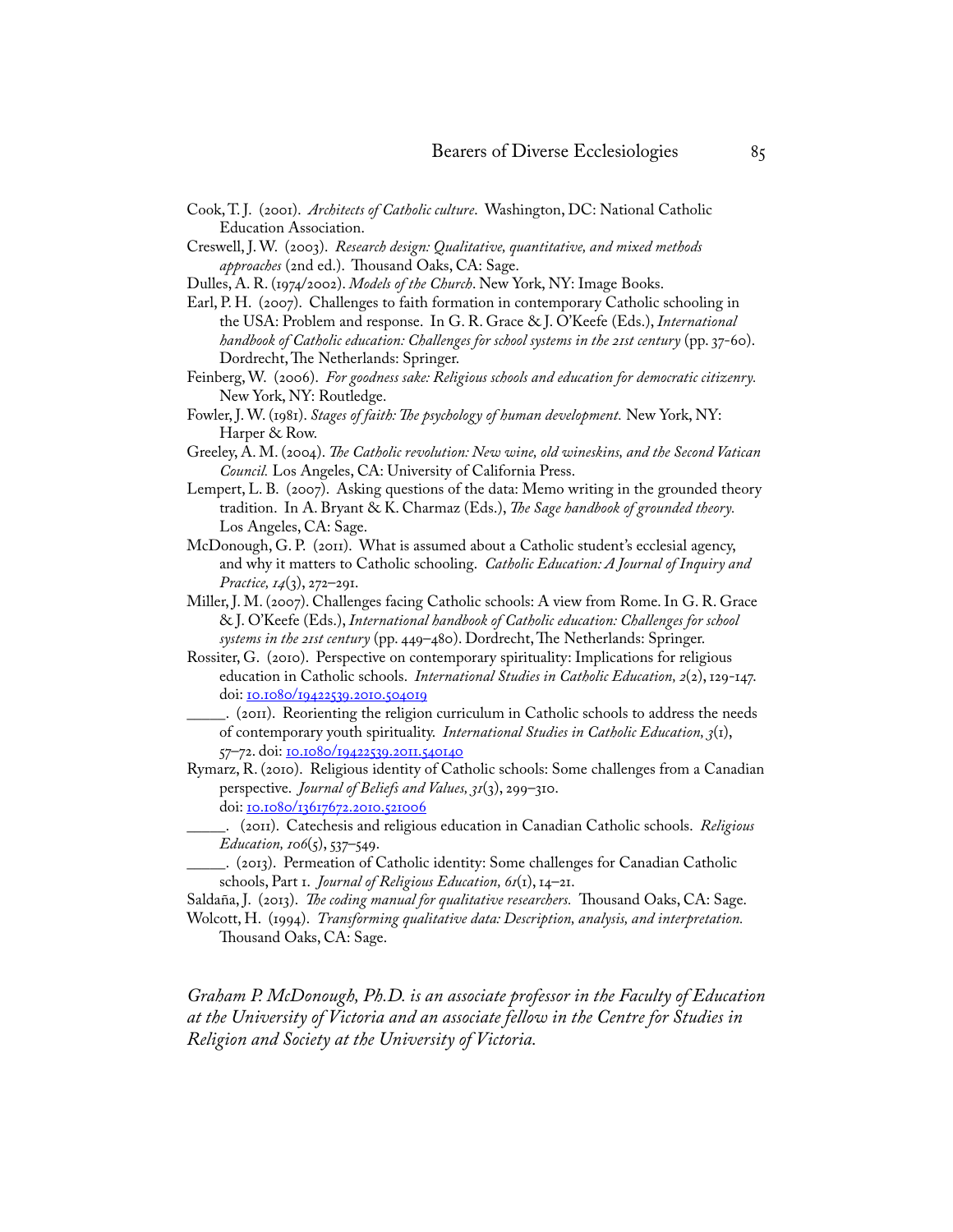Cook, T. J. (2001). *Architects of Catholic culture*. Washington, DC: National Catholic Education Association.

Creswell, J. W. (2003). *Research design: Qualitative, quantitative, and mixed methods approaches* (2nd ed.). Thousand Oaks, CA: Sage.

Dulles, A. R. (1974/2002). *Models of the Church*. New York, NY: Image Books.

Earl, P. H. (2007). Challenges to faith formation in contemporary Catholic schooling in the USA: Problem and response. In G. R. Grace & J. O'Keefe (Eds.), *International handbook of Catholic education: Challenges for school systems in the 21st century* (pp. 37-60). Dordrecht, The Netherlands: Springer.

Feinberg, W. (2006). *For goodness sake: Religious schools and education for democratic citizenry.* New York, NY: Routledge.

Fowler, J. W. (1981). *Stages of faith: The psychology of human development.* New York, NY: Harper & Row.

Greeley, A. M. (2004). *The Catholic revolution: New wine, old wineskins, and the Second Vatican Council.* Los Angeles, CA: University of California Press.

Lempert, L. B. (2007). Asking questions of the data: Memo writing in the grounded theory tradition. In A. Bryant & K. Charmaz (Eds.), *The Sage handbook of grounded theory.* Los Angeles, CA: Sage.

McDonough, G. P. (2011). What is assumed about a Catholic student's ecclesial agency, and why it matters to Catholic schooling. *Catholic Education: A Journal of Inquiry and Practice, 14*(3), 272–291.

Miller, J. M. (2007). Challenges facing Catholic schools: A view from Rome. In G. R. Grace & J. O'Keefe (Eds.), *International handbook of Catholic education: Challenges for school systems in the 21st century* (pp. 449–480). Dordrecht, The Netherlands: Springer.

Rossiter, G. (2010). Perspective on contemporary spirituality: Implications for religious education in Catholic schools. *International Studies in Catholic Education, 2*(2), 129-147. doi: 10.1080/19422539.2010.504019

_____. (2011). Reorienting the religion curriculum in Catholic schools to address the needs of contemporary youth spirituality. *International Studies in Catholic Education, 3*(1), 57–72. doi: 10.1080/19422539.2011.540140

Rymarz, R. (2010). Religious identity of Catholic schools: Some challenges from a Canadian perspective. *Journal of Beliefs and Values, 31*(3), 299–310. doi: 10.1080/13617672.2010.521006

_____. (2011). Catechesis and religious education in Canadian Catholic schools. *Religious Education, 106*(5), 537–549.

_____. (2013). Permeation of Catholic identity: Some challenges for Canadian Catholic schools, Part 1. *Journal of Religious Education, 61*(1), 14–21.

Saldaña, J. (2013). *The coding manual for qualitative researchers.* Thousand Oaks, CA: Sage.

Wolcott, H. (1994). *Transforming qualitative data: Description, analysis, and interpretation.* Thousand Oaks, CA: Sage.

*Graham P. McDonough, Ph.D. is an associate professor in the Faculty of Education at the University of Victoria and an associate fellow in the Centre for Studies in Religion and Society at the University of Victoria.*